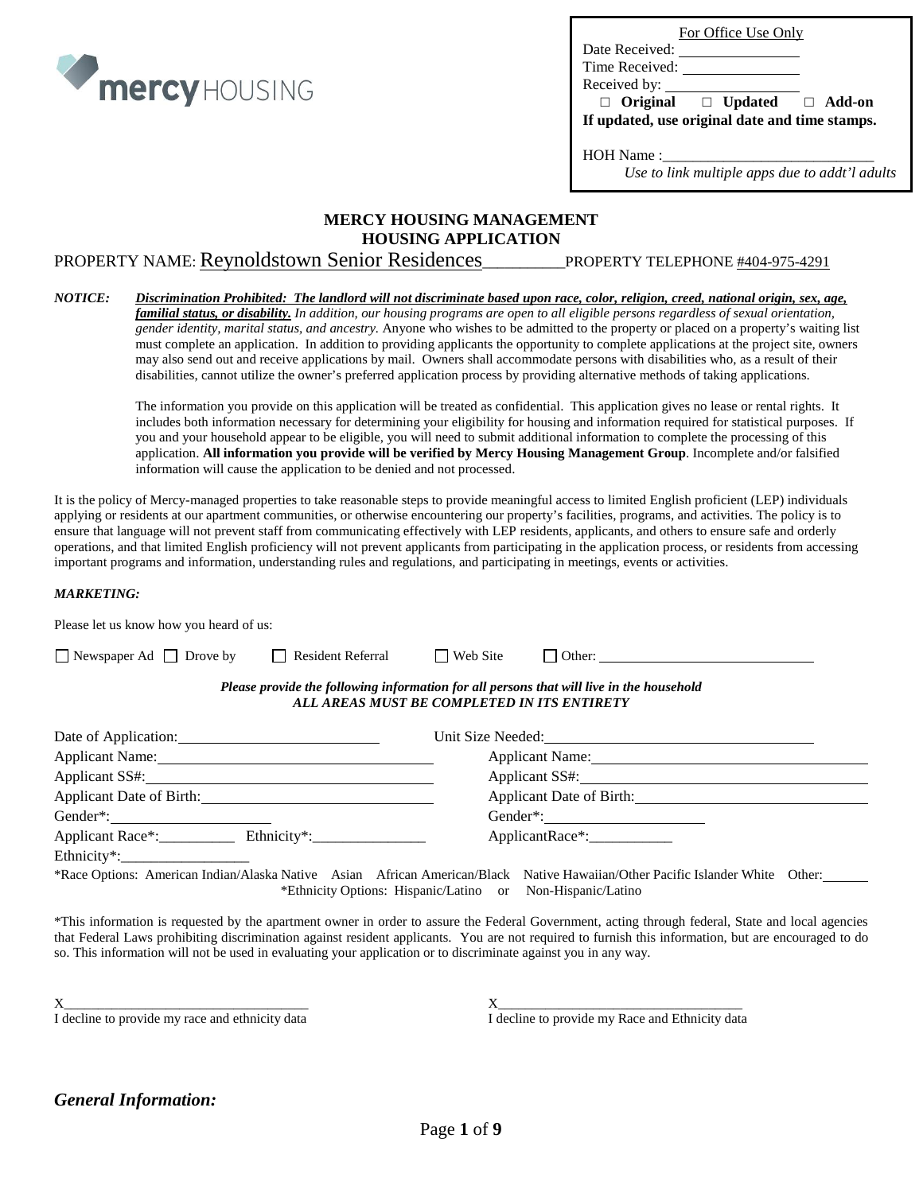For Office Use Only

Date Received: ________________

Time Received: ________________

Received by: __________________

□ **Original** □ **Updated** □ **Add-on**

**If updated, use original date and time stamps.**

HOH Name :____________________________

*Use to link multiple apps due to addt'l adults*

# MERCY HOUSING MANAGEMENT
## HOUSING APPLICATION

PROPERTY NAME: Reynoldstown Senior Residences__________PROPERTY TELEPHONE #404-975-4291

***NOTICE:*** ***Discrimination Prohibited: The landlord will not discriminate based upon race, color, religion, creed, national origin, sex, age, familial status, or disability.*** *In addition, our housing programs are open to all eligible persons regardless of sexual orientation, gender identity, marital status, and ancestry.* Anyone who wishes to be admitted to the property or placed on a property's waiting list must complete an application. In addition to providing applicants the opportunity to complete applications at the project site, owners may also send out and receive applications by mail. Owners shall accommodate persons with disabilities who, as a result of their disabilities, cannot utilize the owner's preferred application process by providing alternative methods of taking applications.

The information you provide on this application will be treated as confidential. This application gives no lease or rental rights. It includes both information necessary for determining your eligibility for housing and information required for statistical purposes. If you and your household appear to be eligible, you will need to submit additional information to complete the processing of this application. **All information you provide will be verified by Mercy Housing Management Group**. Incomplete and/or falsified information will cause the application to be denied and not processed.

It is the policy of Mercy-managed properties to take reasonable steps to provide meaningful access to limited English proficient (LEP) individuals applying or residents at our apartment communities, or otherwise encountering our property's facilities, programs, and activities. The policy is to ensure that language will not prevent staff from communicating effectively with LEP residents, applicants, and others to ensure safe and orderly operations, and that limited English proficiency will not prevent applicants from participating in the application process, or residents from accessing important programs and information, understanding rules and regulations, and participating in meetings, events or activities.

***MARKETING:***

Please let us know how you heard of us:

☐ Newspaper Ad ☐ Drove by ☐ Resident Referral ☐ Web Site ☐ Other: ______________________________

***Please provide the following information for all persons that will live in the household***
***ALL AREAS MUST BE COMPLETED IN ITS ENTIRETY***

Date of Application: __________________________ Unit Size Needed: ____________________________________

Applicant Name: ____________________________________ Applicant Name: ____________________________________

Applicant SS#: ____________________________________ Applicant SS#: ____________________________________

Applicant Date of Birth: ____________________________ Applicant Date of Birth: ____________________________

Gender*: ____________________ Gender*: ____________________

Applicant Race*:__________ Ethnicity*:_______________ ApplicantRace*:___________

Ethnicity*:_________________

*Race Options: American Indian/Alaska Native Asian African American/Black Native Hawaiian/Other Pacific Islander White Other: ______
*Ethnicity Options: Hispanic/Latino or Non-Hispanic/Latino

*This information is requested by the apartment owner in order to assure the Federal Government, acting through federal, State and local agencies that Federal Laws prohibiting discrimination against resident applicants. You are not required to furnish this information, but are encouraged to do so. This information will not be used in evaluating your application or to discriminate against you in any way.

X__________________________________
I decline to provide my race and ethnicity data

X__________________________________
I decline to provide my Race and Ethnicity data

## *General Information:*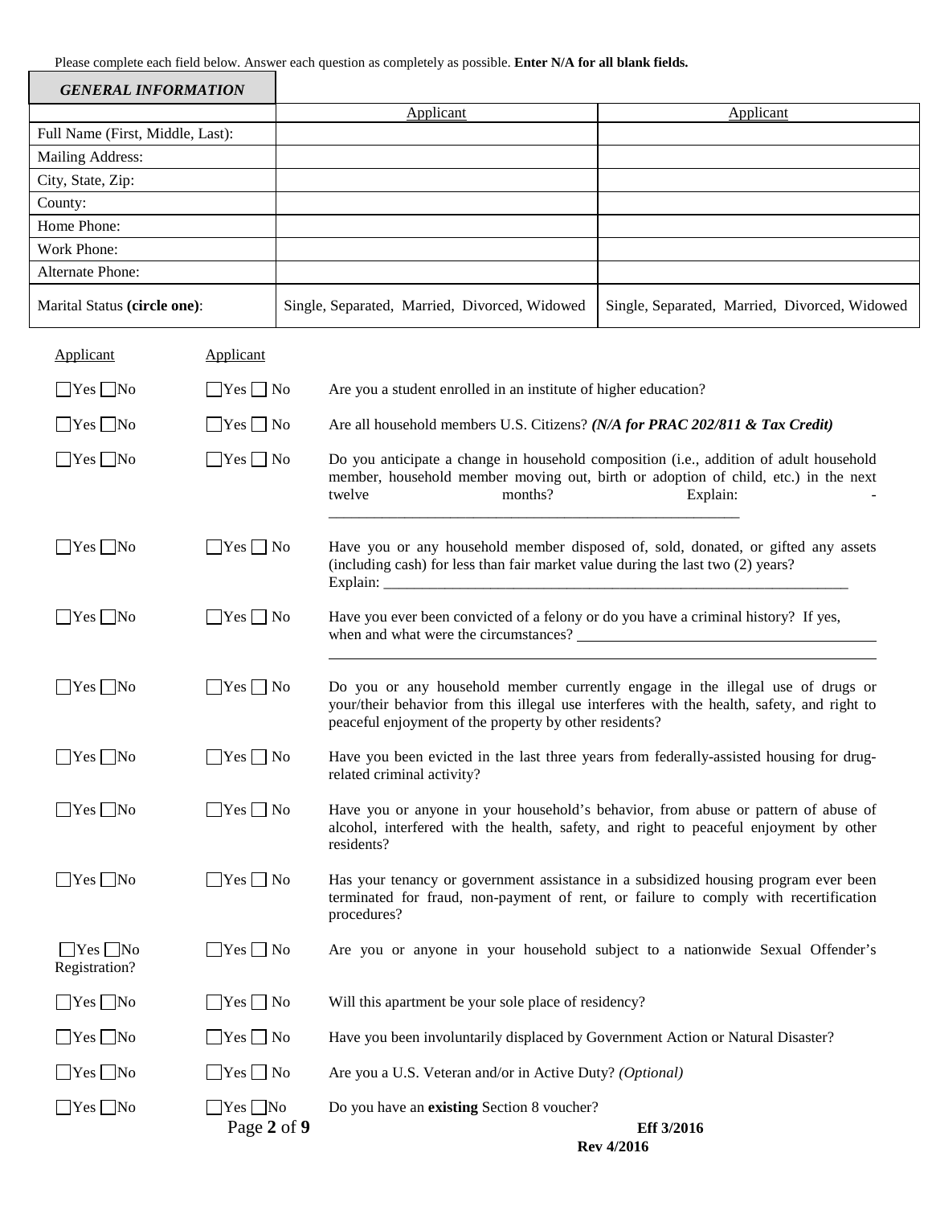Please complete each field below. Answer each question as completely as possible. **Enter N/A for all blank fields.**

| ***GENERAL INFORMATION*** | Applicant | Applicant |
| --- | --- | --- |
| Full Name (First, Middle, Last): | | |
| Mailing Address: | | |
| City, State, Zip: | | |
| County: | | |
| Home Phone: | | |
| Work Phone: | | |
| Alternate Phone: | | |
| Marital Status **(circle one)**: | Single, Separated, Married, Divorced, Widowed | Single, Separated, Married, Divorced, Widowed |

| Applicant | Applicant | |
| --- | --- | --- |
| ☐Yes ☐No | ☐Yes ☐ No | Are you a student enrolled in an institute of higher education? |
| ☐Yes ☐No | ☐Yes ☐ No | Are all household members U.S. Citizens? ***(N/A for PRAC 202/811 & Tax Credit)*** |
| ☐Yes ☐No | ☐Yes ☐ No | Do you anticipate a change in household composition (i.e., addition of adult household member, household member moving out, birth or adoption of child, etc.) in the next twelve months? Explain: -_______________________________________________________ |
| ☐Yes ☐No | ☐Yes ☐ No | Have you or any household member disposed of, sold, donated, or gifted any assets (including cash) for less than fair market value during the last two (2) years? Explain: _______________________________________________________________ |
| ☐Yes ☐No | ☐Yes ☐ No | Have you ever been convicted of a felony or do you have a criminal history? If yes, when and what were the circumstances? _______________________________________ |
| ☐Yes ☐No | ☐Yes ☐ No | Do you or any household member currently engage in the illegal use of drugs or your/their behavior from this illegal use interferes with the health, safety, and right to peaceful enjoyment of the property by other residents? |
| ☐Yes ☐No | ☐Yes ☐ No | Have you been evicted in the last three years from federally-assisted housing for drug-related criminal activity? |
| ☐Yes ☐No | ☐Yes ☐ No | Have you or anyone in your household's behavior, from abuse or pattern of abuse of alcohol, interfered with the health, safety, and right to peaceful enjoyment by other residents? |
| ☐Yes ☐No | ☐Yes ☐ No | Has your tenancy or government assistance in a subsidized housing program ever been terminated for fraud, non-payment of rent, or failure to comply with recertification procedures? |
| ☐Yes ☐No | ☐Yes ☐ No | Are you or anyone in your household subject to a nationwide Sexual Offender's Registration? |
| ☐Yes ☐No | ☐Yes ☐ No | Will this apartment be your sole place of residency? |
| ☐Yes ☐No | ☐Yes ☐ No | Have you been involuntarily displaced by Government Action or Natural Disaster? |
| ☐Yes ☐No | ☐Yes ☐ No | Are you a U.S. Veteran and/or in Active Duty? *(Optional)* |
| ☐Yes ☐No | ☐Yes ☐No | Do you have an **existing** Section 8 voucher? |

**Eff 3/2016**
**Rev 4/2016**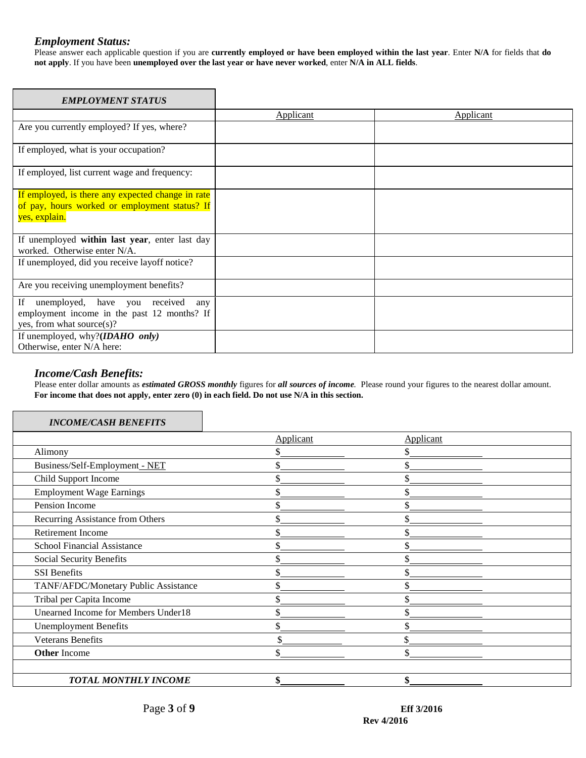### *Employment Status:*

Please answer each applicable question if you are **currently employed or have been employed within the last year**. Enter **N/A** for fields that **do not apply**. If you have been **unemployed over the last year or have never worked**, enter **N/A in ALL fields**.

| ***EMPLOYMENT STATUS*** | | |
|---|---|---|
| | Applicant | Applicant |
| Are you currently employed? If yes, where? | | |
| If employed, what is your occupation? | | |
| If employed, list current wage and frequency: | | |
| If employed, is there any expected change in rate of pay, hours worked or employment status? If yes, explain. | | |
| If unemployed **within last year**, enter last day worked. Otherwise enter N/A. | | |
| If unemployed, did you receive layoff notice? | | |
| Are you receiving unemployment benefits? | | |
| If unemployed, have you received any employment income in the past 12 months? If yes, from what source(s)? | | |
| If unemployed, why?***(IDAHO only)*** Otherwise, enter N/A here: | | |

### *Income/Cash Benefits:*

Please enter dollar amounts as ***estimated GROSS monthly*** figures for ***all sources of income***. Please round your figures to the nearest dollar amount. **For income that does not apply, enter zero (0) in each field. Do not use N/A in this section.**

| ***INCOME/CASH BENEFITS*** | | |
|---|---|---|
| | Applicant | Applicant |
| Alimony | $______ | $______ |
| Business/Self-Employment - NET | $______ | $______ |
| Child Support Income | $______ | $______ |
| Employment Wage Earnings | $______ | $______ |
| Pension Income | $______ | $______ |
| Recurring Assistance from Others | $______ | $______ |
| Retirement Income | $______ | $______ |
| School Financial Assistance | $______ | $______ |
| Social Security Benefits | $______ | $______ |
| SSI Benefits | $______ | $______ |
| TANF/AFDC/Monetary Public Assistance | $______ | $______ |
| Tribal per Capita Income | $______ | $______ |
| Unearned Income for Members Under18 | $______ | $______ |
| Unemployment Benefits | $______ | $______ |
| Veterans Benefits | $______ | $______ |
| **Other** Income | $______ | $______ |
| | | |
| ***TOTAL MONTHLY INCOME*** | **$______** | **$______** |

**Eff 3/2016**
**Rev 4/2016**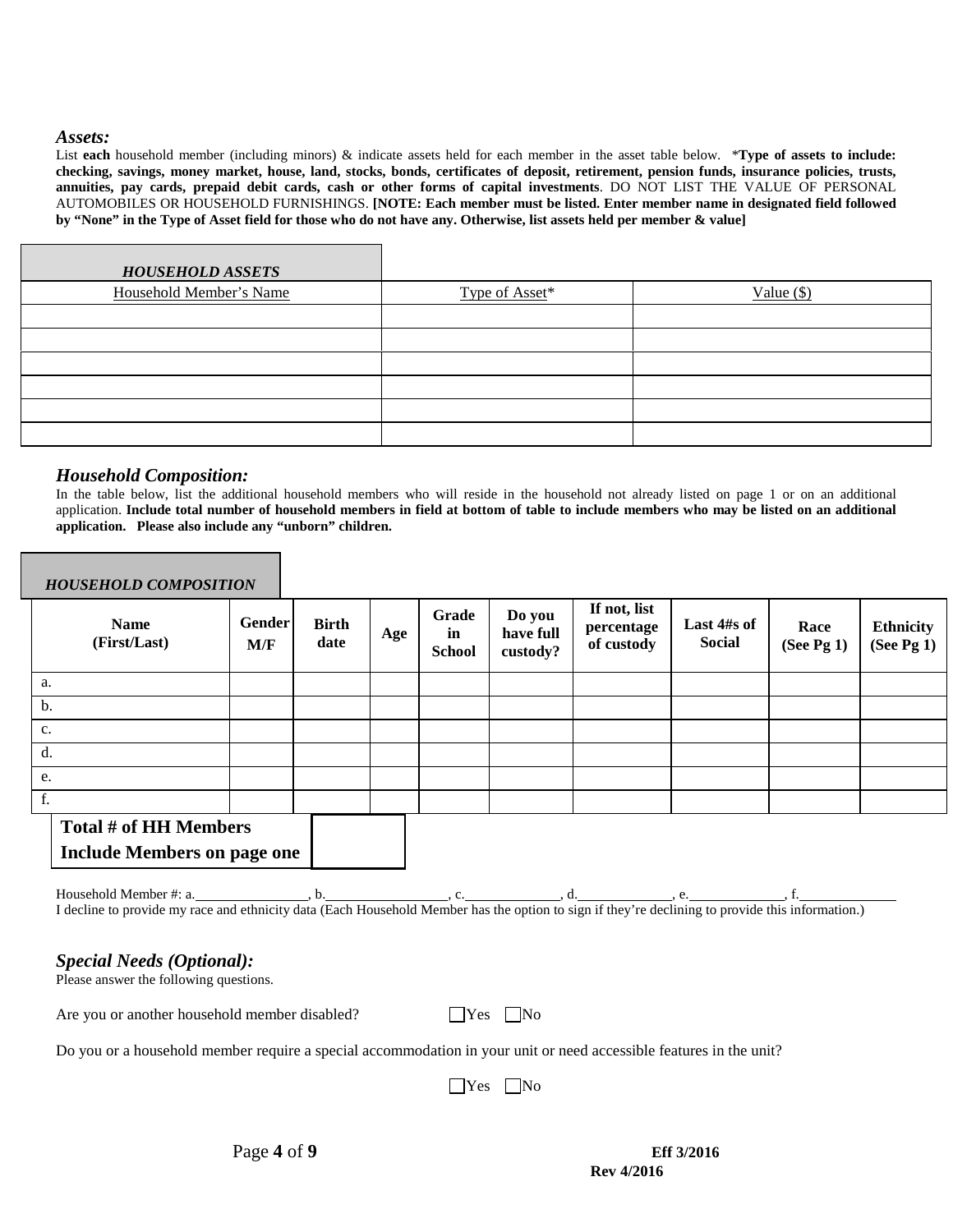### *Assets:*

List **each** household member (including minors) & indicate assets held for each member in the asset table below. ***Type of assets to include: checking, savings, money market, house, land, stocks, bonds, certificates of deposit, retirement, pension funds, insurance policies, trusts, annuities, pay cards, prepaid debit cards, cash or other forms of capital investments**. DO NOT LIST THE VALUE OF PERSONAL AUTOMOBILES OR HOUSEHOLD FURNISHINGS. **[NOTE: Each member must be listed. Enter member name in designated field followed by "None" in the Type of Asset field for those who do not have any. Otherwise, list assets held per member & value]**

| ***HOUSEHOLD ASSETS*** | | |
|---|---|---|
| Household Member's Name | Type of Asset* | Value ($) |
| | | |
| | | |
| | | |
| | | |
| | | |
| | | |

### *Household Composition:*

In the table below, list the additional household members who will reside in the household not already listed on page 1 or on an additional application. **Include total number of household members in field at bottom of table to include members who may be listed on an additional application. Please also include any "unborn" children.**

| ***HOUSEHOLD COMPOSITION*** | | | | | | | | | |
|---|---|---|---|---|---|---|---|---|---|
| **Name (First/Last)** | **Gender M/F** | **Birth date** | **Age** | **Grade in School** | **Do you have full custody?** | **If not, list percentage of custody** | **Last 4#s of Social** | **Race (See Pg 1)** | **Ethnicity (See Pg 1)** |
| a. | | | | | | | | | |
| b. | | | | | | | | | |
| c. | | | | | | | | | |
| d. | | | | | | | | | |
| e. | | | | | | | | | |
| f. | | | | | | | | | |
| **Total # of HH Members Include Members on page one** | | | | | | | | | |

Household Member #: a.________________, b.________________, c.____________, d.____________, e.____________, f.____________

I decline to provide my race and ethnicity data (Each Household Member has the option to sign if they're declining to provide this information.)

### *Special Needs (Optional):*

Please answer the following questions.

Are you or another household member disabled? ☐ Yes ☐ No

Do you or a household member require a special accommodation in your unit or need accessible features in the unit?

☐ Yes ☐ No

**Eff 3/2016**
**Rev 4/2016**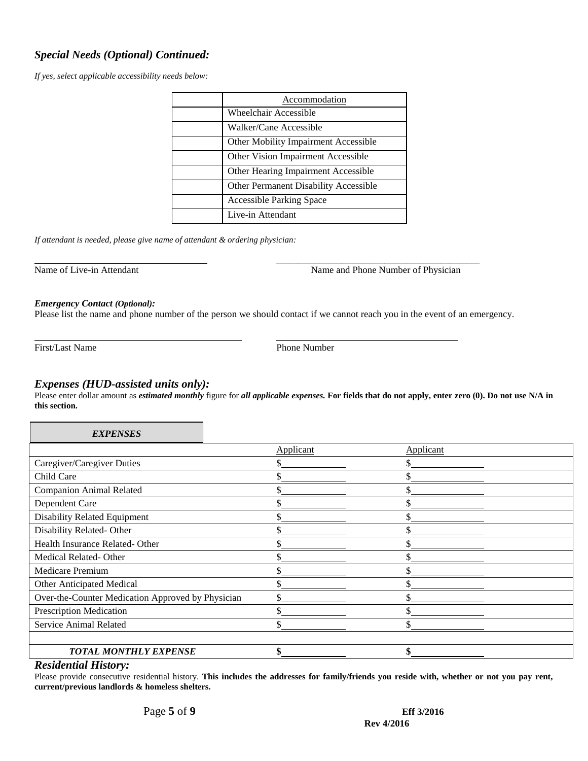## *Special Needs (Optional) Continued:*

*If yes, select applicable accessibility needs below:*

| | Accommodation |
|---|---|
| | Wheelchair Accessible |
| | Walker/Cane Accessible |
| | Other Mobility Impairment Accessible |
| | Other Vision Impairment Accessible |
| | Other Hearing Impairment Accessible |
| | Other Permanent Disability Accessible |
| | Accessible Parking Space |
| | Live-in Attendant |

*If attendant is needed, please give name of attendant & ordering physician:*

\_\_\_\_\_\_\_\_\_\_\_\_\_\_\_\_\_\_\_\_\_\_\_\_\_\_\_\_\_\_\_\_\_\_\_\_ \_\_\_\_\_\_\_\_\_\_\_\_\_\_\_\_\_\_\_\_\_\_\_\_\_\_\_\_\_\_\_\_\_\_\_\_\_\_\_\_\_\_

Name of Live-in Attendant Name and Phone Number of Physician

***Emergency Contact** (Optional):*

Please list the name and phone number of the person we should contact if we cannot reach you in the event of an emergency.

\_\_\_\_\_\_\_\_\_\_\_\_\_\_\_\_\_\_\_\_\_\_\_\_\_\_\_\_\_\_\_\_\_\_\_\_\_\_\_\_\_\_ \_\_\_\_\_\_\_\_\_\_\_\_\_\_\_\_\_\_\_\_\_\_\_\_\_\_\_\_\_\_\_\_\_\_\_\_\_\_

First/Last Name Phone Number

## *Expenses (HUD-assisted units only):*

Please enter dollar amount as ***estimated monthly*** figure for ***all applicable expenses.*** **For fields that do not apply, enter zero (0). Do not use N/A in this section.**

| ***EXPENSES*** | Applicant | Applicant |
|---|---|---|
| Caregiver/Caregiver Duties | $ | $ |
| Child Care | $ | $ |
| Companion Animal Related | $ | $ |
| Dependent Care | $ | $ |
| Disability Related Equipment | $ | $ |
| Disability Related- Other | $ | $ |
| Health Insurance Related- Other | $ | $ |
| Medical Related- Other | $ | $ |
| Medicare Premium | $ | $ |
| Other Anticipated Medical | $ | $ |
| Over-the-Counter Medication Approved by Physician | $ | $ |
| Prescription Medication | $ | $ |
| Service Animal Related | $ | $ |
| | | |
| ***TOTAL MONTHLY EXPENSE*** | **$** | **$** |

## *Residential History:*

Please provide consecutive residential history. **This includes the addresses for family/friends you reside with, whether or not you pay rent, current/previous landlords & homeless shelters.**

**Eff 3/2016**
**Rev 4/2016**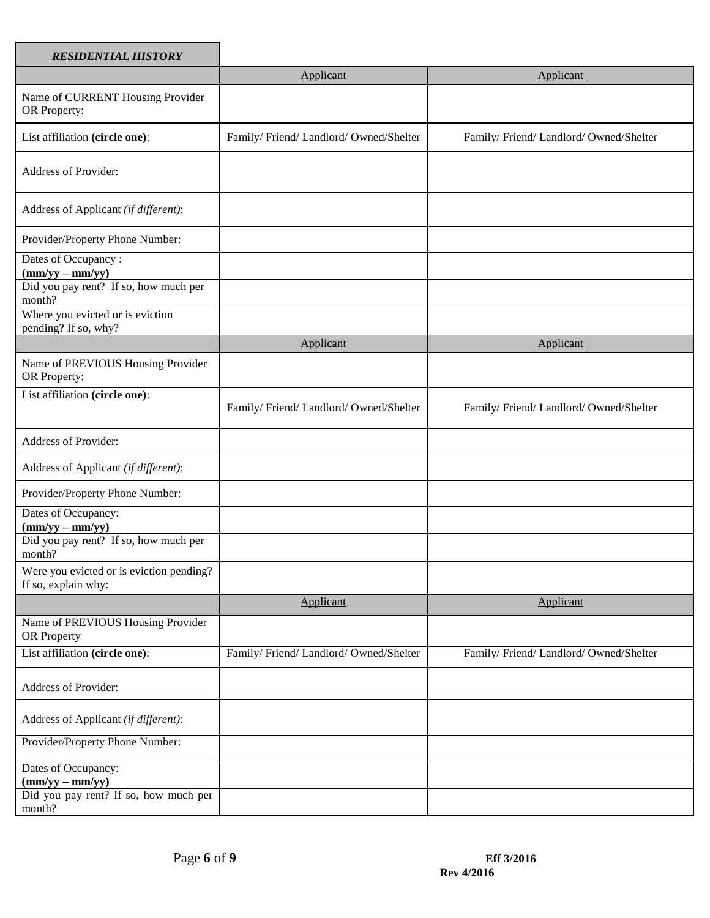| ***RESIDENTIAL HISTORY*** | | |
|---|---|---|
| | Applicant | Applicant |
| Name of CURRENT Housing Provider OR Property: | | |
| List affiliation **(circle one)**: | Family/ Friend/ Landlord/ Owned/Shelter | Family/ Friend/ Landlord/ Owned/Shelter |
| Address of Provider: | | |
| Address of Applicant *(if different)*: | | |
| Provider/Property Phone Number: | | |
| Dates of Occupancy : **(mm/yy – mm/yy)** | | |
| Did you pay rent? If so, how much per month? | | |
| Where you evicted or is eviction pending? If so, why? | | |
| | Applicant | Applicant |
| Name of PREVIOUS Housing Provider OR Property: | | |
| List affiliation **(circle one)**: | Family/ Friend/ Landlord/ Owned/Shelter | Family/ Friend/ Landlord/ Owned/Shelter |
| Address of Provider: | | |
| Address of Applicant *(if different)*: | | |
| Provider/Property Phone Number: | | |
| Dates of Occupancy: **(mm/yy – mm/yy)** | | |
| Did you pay rent? If so, how much per month? | | |
| Were you evicted or is eviction pending? If so, explain why: | | |
| | Applicant | Applicant |
| Name of PREVIOUS Housing Provider OR Property | | |
| List affiliation **(circle one)**: | Family/ Friend/ Landlord/ Owned/Shelter | Family/ Friend/ Landlord/ Owned/Shelter |
| Address of Provider: | | |
| Address of Applicant *(if different)*: | | |
| Provider/Property Phone Number: | | |
| Dates of Occupancy: **(mm/yy – mm/yy)** | | |
| Did you pay rent? If so, how much per month? | | |

**Eff 3/2016**
**Rev 4/2016**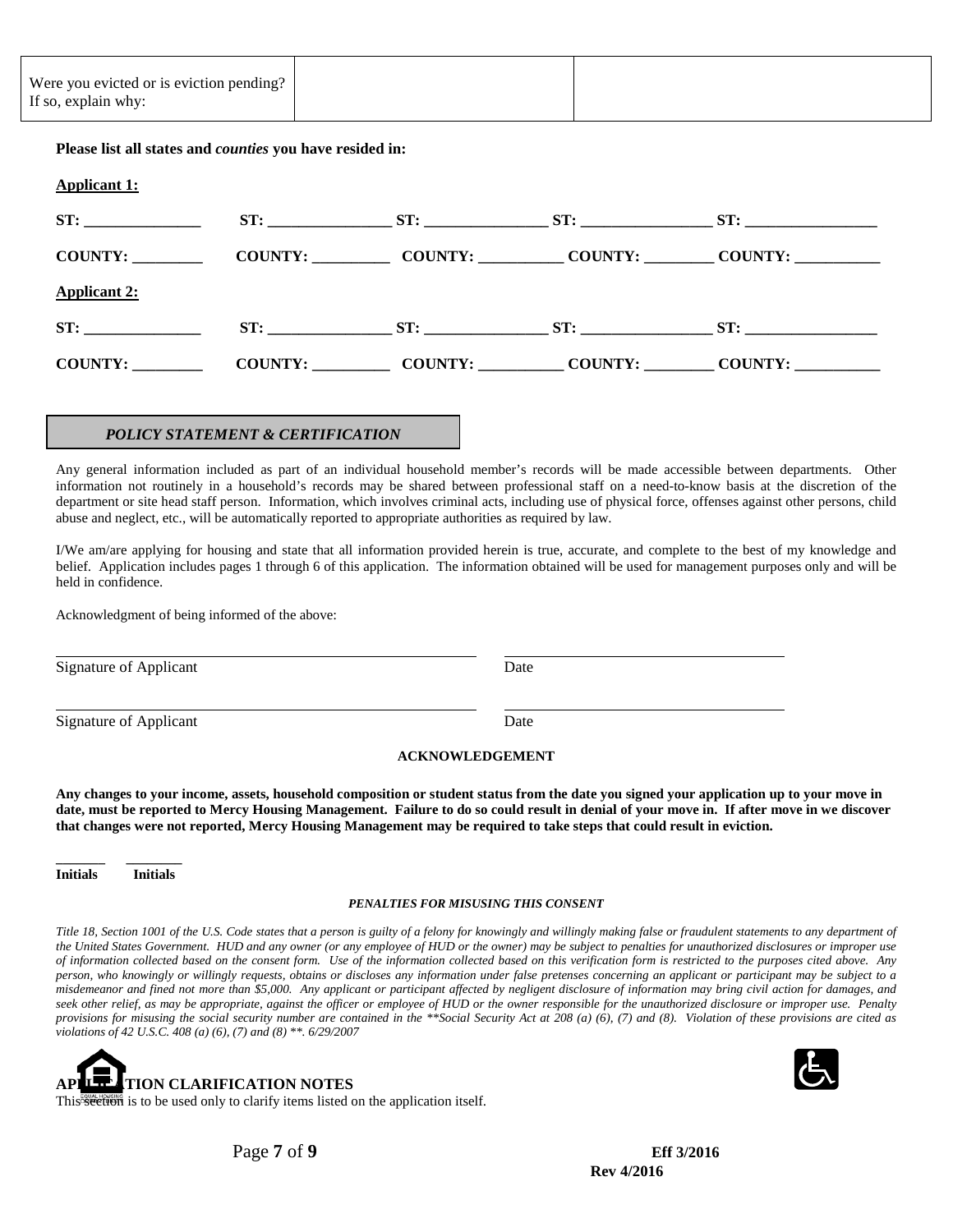| Were you evicted or is eviction pending? If so, explain why: | | |
|---|---|---|

**Please list all states and *counties* you have resided in:**

**Applicant 1:**

**ST: _______________ ST: ________________ ST: ________________ ST: _________________ ST: _________________**

**COUNTY: _________ COUNTY: __________ COUNTY: ___________ COUNTY: _________ COUNTY: ___________**

**Applicant 2:**

**ST: _______________ ST: ________________ ST: ________________ ST: _________________ ST: _________________**

**COUNTY: _________ COUNTY: __________ COUNTY: ___________ COUNTY: _________ COUNTY: ___________**

## *POLICY STATEMENT & CERTIFICATION*

Any general information included as part of an individual household member's records will be made accessible between departments. Other information not routinely in a household's records may be shared between professional staff on a need-to-know basis at the discretion of the department or site head staff person. Information, which involves criminal acts, including use of physical force, offenses against other persons, child abuse and neglect, etc., will be automatically reported to appropriate authorities as required by law.

I/We am/are applying for housing and state that all information provided herein is true, accurate, and complete to the best of my knowledge and belief. Application includes pages 1 through 6 of this application. The information obtained will be used for management purposes only and will be held in confidence.

Acknowledgment of being informed of the above:

_______________________________________ _______________________________

Signature of Applicant Date

_______________________________________ _______________________________

Signature of Applicant Date

**ACKNOWLEDGEMENT**

**Any changes to your income, assets, household composition or student status from the date you signed your application up to your move in date, must be reported to Mercy Housing Management. Failure to do so could result in denial of your move in. If after move in we discover that changes were not reported, Mercy Housing Management may be required to take steps that could result in eviction.**

**_______ ________**
**Initials Initials**

***PENALTIES FOR MISUSING THIS CONSENT***

*Title 18, Section 1001 of the U.S. Code states that a person is guilty of a felony for knowingly and willingly making false or fraudulent statements to any department of the United States Government. HUD and any owner (or any employee of HUD or the owner) may be subject to penalties for unauthorized disclosures or improper use of information collected based on the consent form. Use of the information collected based on this verification form is restricted to the purposes cited above. Any person, who knowingly or willingly requests, obtains or discloses any information under false pretenses concerning an applicant or participant may be subject to a misdemeanor and fined not more than $5,000. Any applicant or participant affected by negligent disclosure of information may bring civil action for damages, and seek other relief, as may be appropriate, against the officer or employee of HUD or the owner responsible for the unauthorized disclosure or improper use. Penalty provisions for misusing the social security number are contained in the **Social Security Act at 208 (a) (6), (7) and (8). Violation of these provisions are cited as violations of 42 U.S.C. 408 (a) (6), (7) and (8) **. 6/29/2007*

**APPLICATION CLARIFICATION NOTES**

This section is to be used only to clarify items listed on the application itself.

**Eff 3/2016**
**Rev 4/2016**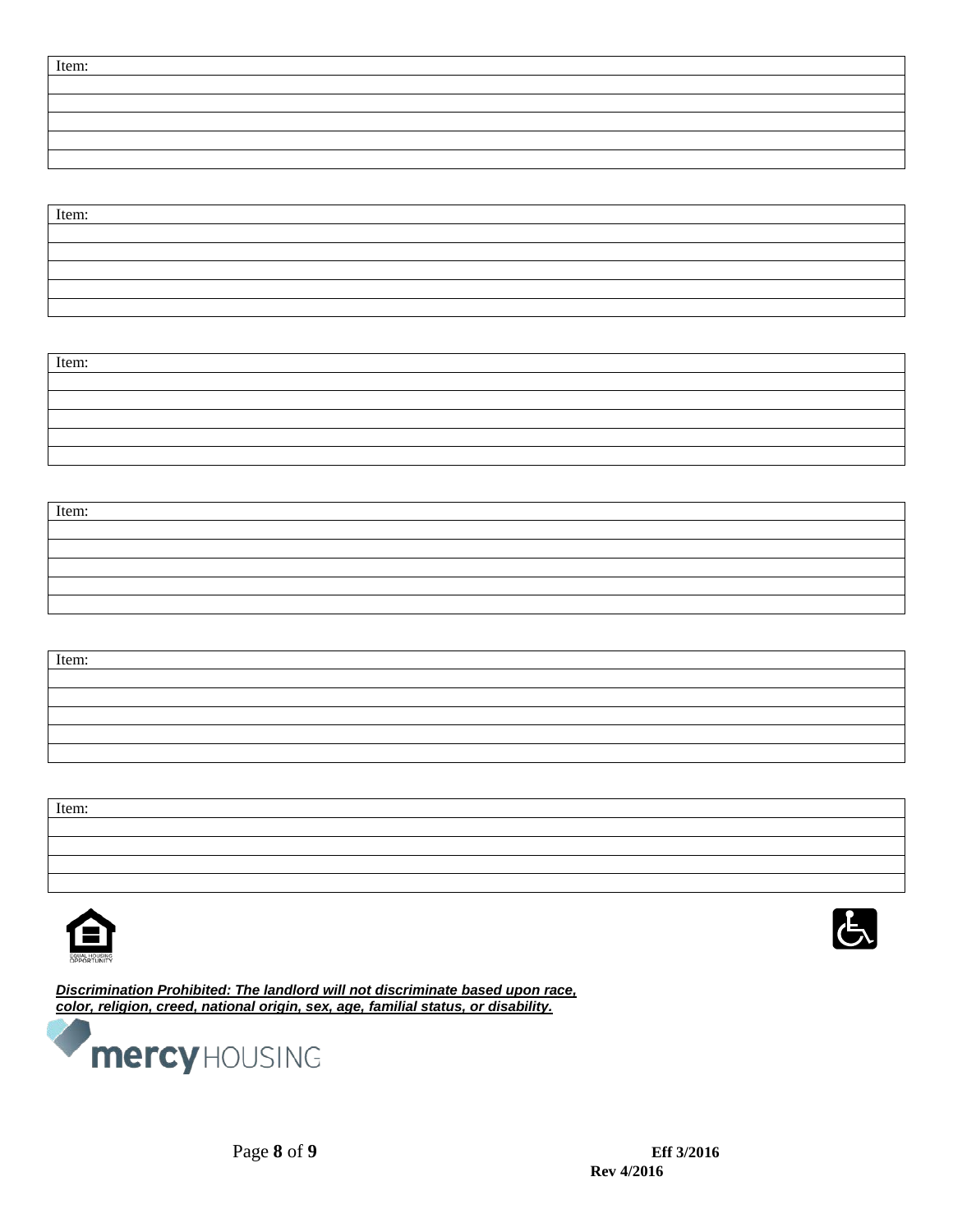| Item: |
|---|
| |
| |
| |
| |
| |

| Item: |
|---|
| |
| |
| |
| |
| |

| Item: |
|---|
| |
| |
| |
| |
| |

| Item: |
|---|
| |
| |
| |
| |
| |

| Item: |
|---|
| |
| |
| |
| |
| |

| Item: |
|---|
| |
| |
| |
| |

EQUAL HOUSING OPPORTUNITY

***Discrimination Prohibited: The landlord will not discriminate based upon race, color, religion, creed, national origin, sex, age, familial status, or disability.***

mercy HOUSING

Eff 3/2016
Rev 4/2016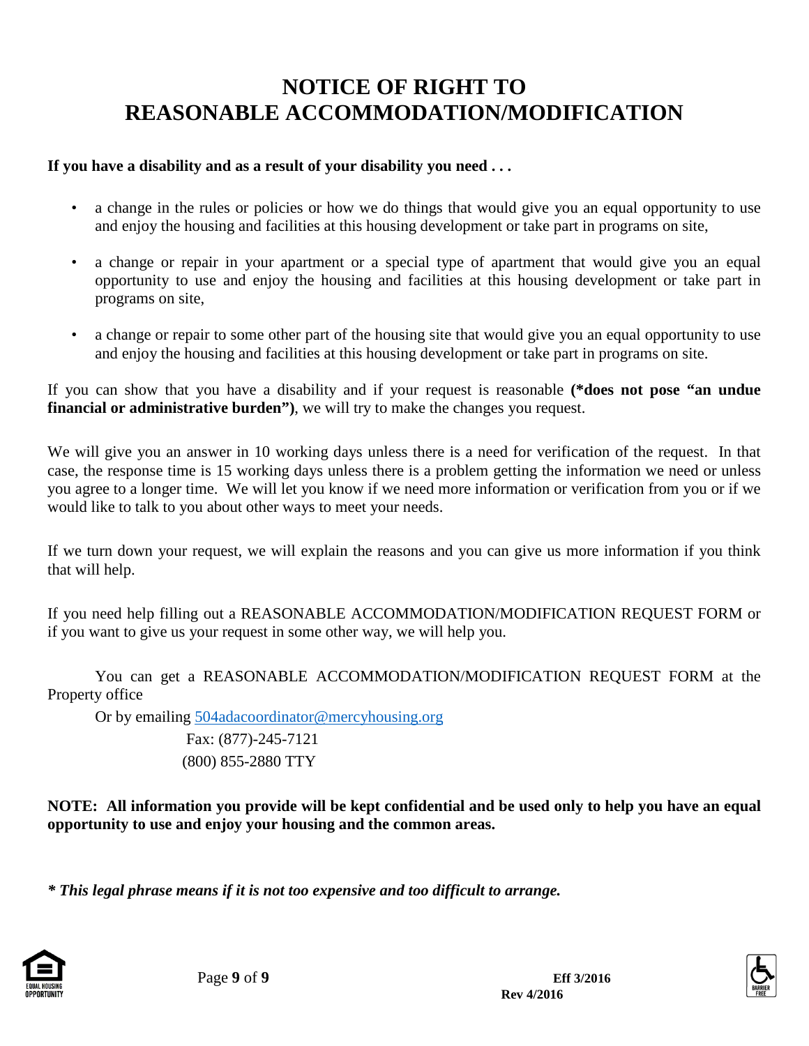# NOTICE OF RIGHT TO REASONABLE ACCOMMODATION/MODIFICATION

**If you have a disability and as a result of your disability you need . . .**

- a change in the rules or policies or how we do things that would give you an equal opportunity to use and enjoy the housing and facilities at this housing development or take part in programs on site,
- a change or repair in your apartment or a special type of apartment that would give you an equal opportunity to use and enjoy the housing and facilities at this housing development or take part in programs on site,
- a change or repair to some other part of the housing site that would give you an equal opportunity to use and enjoy the housing and facilities at this housing development or take part in programs on site.

If you can show that you have a disability and if your request is reasonable **(*does not pose "an undue financial or administrative burden")**, we will try to make the changes you request.

We will give you an answer in 10 working days unless there is a need for verification of the request. In that case, the response time is 15 working days unless there is a problem getting the information we need or unless you agree to a longer time. We will let you know if we need more information or verification from you or if we would like to talk to you about other ways to meet your needs.

If we turn down your request, we will explain the reasons and you can give us more information if you think that will help.

If you need help filling out a REASONABLE ACCOMMODATION/MODIFICATION REQUEST FORM or if you want to give us your request in some other way, we will help you.

You can get a REASONABLE ACCOMMODATION/MODIFICATION REQUEST FORM at the Property office

Or by emailing 504adacoordinator@mercyhousing.org

Fax: (877)-245-7121

(800) 855-2880 TTY

**NOTE: All information you provide will be kept confidential and be used only to help you have an equal opportunity to use and enjoy your housing and the common areas.**

***\* This legal phrase means if it is not too expensive and too difficult to arrange.***

EQUAL HOUSING OPPORTUNITY

**Eff 3/2016**
**Rev 4/2016**

BARRIER FREE